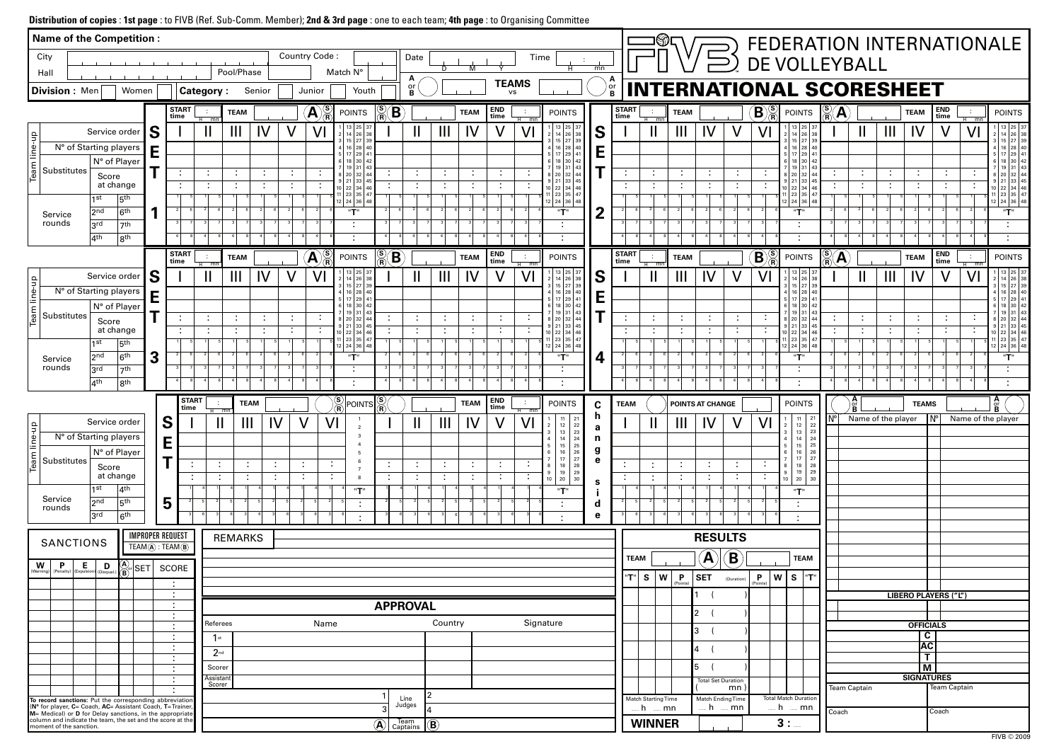**Distribution of copies** : **1st page** : to FIVB (Ref. Sub-Comm. Member); **2nd & 3rd page** : one to each team; **4th page** : to Organising Committee

# FEDERATION INTERNATIONALE DE VOLLEYBALL

# INTERNATIONAL SCORESHEET

**Name of the Competition :**

City | Country Code : | Date D M Y | Time H mn

Hall | Pool/Phase | Match N°

A or B | TEAMS vs | A or B

**Division :** Men ☐ Women ☐ | **Category :** Senior ☐ Junior ☐ Youth ☐

## SET 1

START time H mn | TEAM | A | S/R | POINTS | S/R | B | TEAM | END time H mn | POINTS

| Team line-up | I | II | III | IV | V | VI |
|---|---|---|---|---|---|---|
| Service order | | | | | | |
| N° of Starting players | | | | | | |
| Substitutes: N° of Player | | | | | | |
| Substitutes: Score at change | : | : | : | : | : | : |
| Service rounds: 1st / 5th | 1 5 | 1 5 | 1 5 | 1 5 | 1 5 | 1 5 |
| Service rounds: 2nd / 6th | 2 6 | 2 6 | 2 6 | 2 6 | 2 6 | 2 6 |
| Service rounds: 3rd / 7th | 3 7 | 3 7 | 3 7 | 3 7 | 3 7 | 3 7 |
| Service rounds: 4th / 8th | 4 8 | 4 8 | 4 8 | 4 8 | 4 8 | 4 8 |

POINTS: 1 13 25 37 / 2 14 26 38 / 3 15 27 39 / 4 16 28 40 / 5 17 29 41 / 6 18 30 42 / 7 19 31 43 / 8 20 32 44 / 9 21 33 45 / 10 22 34 46 / 11 23 35 47 / 12 24 36 48 — "T" :

## SET 2

START time H mn | TEAM | B | S/R | POINTS | S/R | A | TEAM | END time H mn | POINTS

(Same layout as Set 1.)

## SET 3

START time H mn | TEAM | A | S/R | POINTS | S/R | B | TEAM | END time H mn | POINTS

(Same layout as Set 1.)

## SET 4

START time H mn | TEAM | B | S/R | POINTS | S/R | A | TEAM | END time H mn | POINTS

(Same layout as Set 1.)

## SET 5

START time H mn | TEAM | S/R | POINTS | S/R | TEAM | END time H mn | POINTS | Change side | TEAM | POINTS AT CHANGE | POINTS

| Team line-up | I | II | III | IV | V | VI |
|---|---|---|---|---|---|---|
| Service order | | | | | | |
| N° of Starting players | | | | | | |
| Substitutes: N° of Player | | | | | | |
| Substitutes: Score at change | : | : | : | : | : | : |
| Service rounds: 1st / 4th | 1 4 | 1 4 | 1 4 | 1 4 | 1 4 | 1 4 |
| Service rounds: 2nd / 5th | 2 5 | 2 5 | 2 5 | 2 5 | 2 5 | 2 5 |
| Service rounds: 3rd / 6th | 3 6 | 3 6 | 3 6 | 3 6 | 3 6 | 3 6 |

POINTS: 1 11 21 / 2 12 22 / 3 13 23 / 4 14 24 / 5 15 25 / 6 16 26 / 7 17 27 / 8 18 28 / 9 19 29 / 10 20 30 — "T" :

## TEAMS

| N° | Name of the player (A or B) | N° | Name of the player (A or B) |
|---|---|---|---|
| | | | |

**LIBERO PLAYERS ("L")**

**OFFICIALS**: C | AC | T | M

**SIGNATURES**: Team Captain | Team Captain | Coach | Coach

## SANCTIONS

| W (Warning) | P (Penalty) | E (Expulsion) | D (Disqual.) | A or B | SET | SCORE |
|---|---|---|---|---|---|---|
| | | | | | | : |

**IMPROPER REQUEST** TEAM A : TEAM B

**To record sanctions:** Put the corresponding abbreviation (**N°** for player, **C=** Coach, **AC=** Assistant Coach, **T=**Trainer, **M=** Medical) or **D** for Delay sanctions, in the appropriate column and indicate the team, the set and the score at the moment of the sanction.

## REMARKS

## APPROVAL

| | Name | Country | Signature |
|---|---|---|---|
| Referees 1st | | | |
| 2nd | | | |
| Scorer | | | |
| Assistant Scorer | | | |

Line Judges: 1 | 2 | 3 | 4

Team Captains: A | B

## RESULTS

TEAM | A | B | TEAM

| "T" | S | W | P (Points) | SET | (Duration) | P (Points) | W | S | "T" |
|---|---|---|---|---|---|---|---|---|---|
| | | | | 1 | ( ) | | | | |
| | | | | 2 | ( ) | | | | |
| | | | | 3 | ( ) | | | | |
| | | | | 4 | ( ) | | | | |
| | | | | 5 | ( ) | | | | |
| | | | | Total Set Duration | ( mn ) | | | | |

Match Starting Time ... h ... mn | Match Ending Time ... h ... mn | Total Match Duration ... h ... mn

**WINNER** | **3 :** ...

FIVB © 2009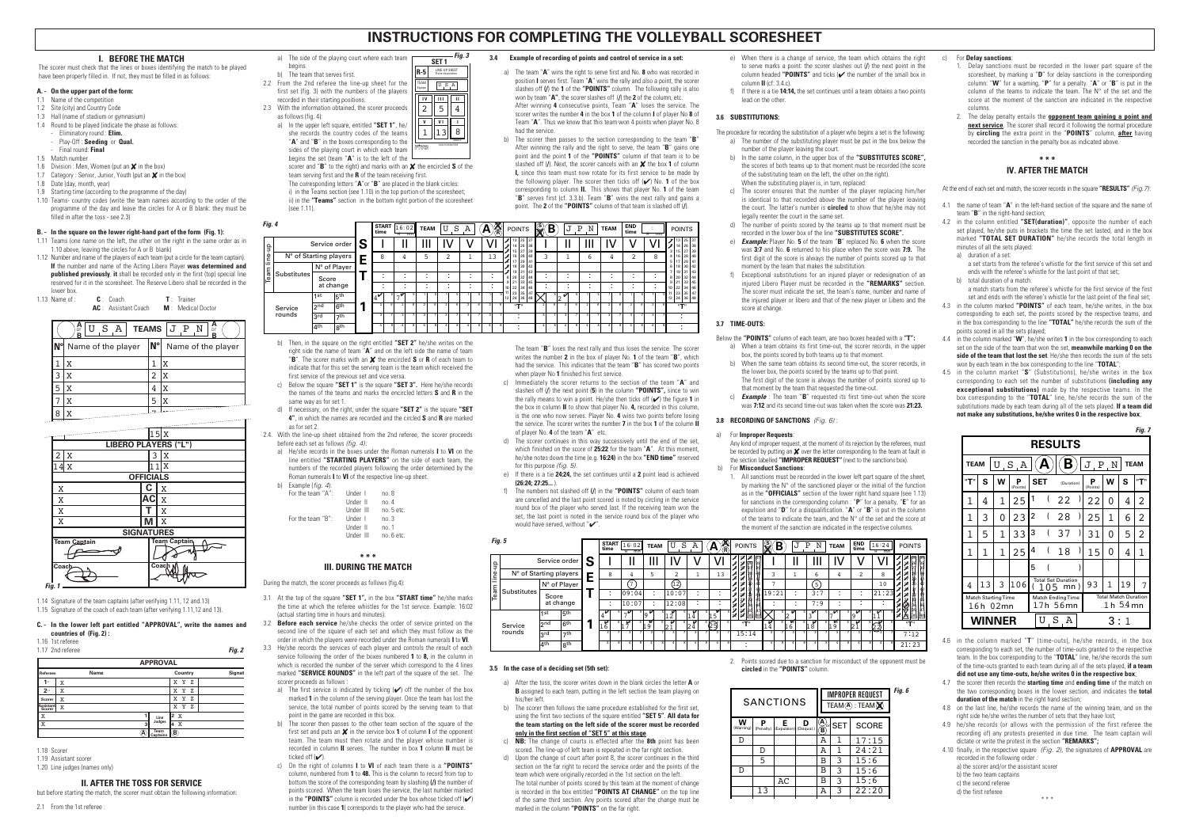# INSTRUCTIONS FOR COMPLETING THE VOLLEYBALL SCORESHEET

## I. BEFORE THE MATCH

The scorer must check that the lines or boxes identifying the match to be played have been properly filled in. If not, they must be filled in as follows:

### A. - On the upper part of the form:

1.1 Name of the competition
1.2 Site (city) and Country Code
1.3 Hall (name of stadium or gymnasium)
1.4 Round to be played (indicate the phase as follows:
- Eliminatory round : **Elim.**
- Play-Off : **Seeding** or **Qual.**
- Final round: **Final**

1.5 Match number
1.6 Division : Men, Women (put an ✗ in the box)
1.7 Category : Senior, Junior, Youth (put an ✗ in the box)
1.8 Date (day, month, year)
1.9 Starting time (according to the programme of the day)
1.10 Teams- country codes (write the team names according to the order of the programme of the day and leave the circles for A or B blank: they must be filled in after the toss - see 2.3)

### B. - In the square on the lower right-hand part of the form (Fig. 1):

1.11 Teams (one name on the left, the other on the right in the same order as in 1.10 above, leaving the circles for A or B blank)
1.12 Number and name of the players of each team (put a circle for the team captain). **If** the number and name of the Acting Libero Player **was determined and published previously**, it shall be recorded only in the first (top) special line reserved for it in the scoresheet. The Reserve Libero shall be recorded in the lower box.
1.13 Name of : **C** : Coach **T** : Trainer
**AC** : Assistant Coach **M** : Medical Doctor

| A or B | U S A | TEAMS | J P N | A or B |
|---|---|---|---|---|
| **N°** | Name of the player | | **N°** | Name of the player |
| 1 | X | | 1 | X |
| 3 | X | | 2 | X |
| 5 | X | | 4 | X |
| 7 | X | | 5 | X |
| 8 | X | | | |
| | | | 15 | X |
| **LIBERO PLAYERS ("L")** | | | | |
| 2 | X | | 3 | X |
| 14 | X | | 11 | X |
| **OFFICIALS** | | | | |
| X | | **C** | X | |
| X | | **AC** | X | |
| X | | **T** | X | |
| X | | **M** | X | |
| **SIGNATURES** | | | | |
| Team Captain | | | Team Captain | |
| Coach | | | Coach | |

*Fig. 1*

1.14 Signature of the team captains (after verifying 1.11, 12 and 13)
1.15 Signature of the coach of each team (after verifying 1.11,12 and 13).

### C. - In the lower left part entitled "APPROVAL", write the names and countries of (Fig. 2) :

1.16 1st referee
1.17 2nd referee

| APPROVAL | | | |
|---|---|---|---|
| Referees | Name | Country | Signat |
| 1st | X | X Y Z | |
| 2nd | X | X Y Z | |
| Scorer | X | X Y Z | |
| Assistant Scorer | X | X Y Z | |
| X | 1 Line judges | 2 X | |
| X | 3 | 4 X | |
| | (A) Team Captains | (B) | |

*Fig. 2*

1.18 Scorer
1.19 Assistant scorer
1.20 Line judges (names only)

## II. AFTER THE TOSS FOR SERVICE

but before starting the match, the scorer must obtain the following information:

2.1 From the 1st referee :
a) The side of the playing court where each team begins.
b) The team that serves first.

2.2 From the 2nd referee the line-up sheet for the first set (fig. 3) with the numbers of the players recorded in their starting positions.

*Fig. 3*

| SET 1 | | |
|---|---|---|
| R-5 | LINE-UP SHEET | |
| Team | U S A | |
| IV | III | II |
| 2 | 5 | 4 |
| V | VI | I |
| 1 | 13 | 8 |

2.3 With the information obtained, the scorer proceeds as follows (fig. 4):
a) In the upper left square, entitled **"SET 1"**, he/she records the country codes of the teams "**A**" and "**B**" in the boxes corresponding to the sides of the playing court in which each team begins the set (team "**A**" is to the left of the scorer and "**B**" to the right) and marks with an ✗ the encircled **S** of the team serving first and the **R** of the team receiving first.
The corresponding letters "**A**"or "**B**" are placed in the blank circles:
i) in the Teams section (see 1.10) in the top portion of the scoresheet;
ii) in the **"Teams"** section in the bottom right portion of the scoresheet (see 1.11).

*Fig. 4*

| | | S E T 1 | | START time 16:02 | TEAM U S A | | | | (A) S/R | POINTS |
|---|---|---|---|---|---|---|---|---|---|---|
| Team line-up | Service order | | I | II | III | IV | V | VI | | |
| | N° of Starting players | | 8 | 4 | 5 | 2 | 1 | 13 | | |
| | Substitutes | N° of Player | | | | | | | | |
| | | Score at change | : | : | : | : | : | : | | |
| Service rounds | 1st | 5th | 4✓ | 7✓ | | | | | | |
| | 2nd | 6th | | | | | | | | |
| | 3rd | 7th | | | | | | | | |
| | 4th | 8th | | | | | | | | |

| | (S) B | TEAM J P N | | | | | END time | POINTS |
|---|---|---|---|---|---|---|---|---|
| Service order | I | II | III | IV | V | VI | | |
| N° of Starting players | 3 | 1 | 6 | 4 | 2 | 8 | | |
| Score at change | : | : | : | : | : | : | | |
| Service rounds | 2✓ | | | | | | | "T" |

b) Then, in the square on the right entitled **"SET 2"** he/she writes on the right side the name of team "**A**" and on the left side the name of team "**B**". The scorer marks with an ✗ the encircled **S** or **R** of each team to indicate that for this set the serving team is the team which received the first service of the previous set and vice versa.
c) Below the square **"SET 1"** is the square **"SET 3"**. Here he/she records the names of the teams and marks the encircled letters **S** and **R** in the same way as for set 1.
d) If necessary, on the right, under the square **"SET 2"** is the square **"SET 4"**, in which the names are recorded and the circled **S** and **R** are marked as for set 2.

2.4. With the line-up sheet obtained from the 2nd referee, the scorer proceeds before each set as follows *(fig. 4)*:
a) He/she records in the boxes under the Roman numerals **I** to **VI** on the line entitled **"STARTING PLAYERS"** on the side of each team, the numbers of the recorded players following the order determined by the Roman numerals **I** to **VI** of the respective line-up sheet.
b) Example (*fig. 4*):

| | | |
|---|---|---|
| For the team "A": | Under I | no. 8 |
| | Under II | no. 4 |
| | Under III | no. 5 etc. |
| For the team "B": | Under I | no. 3 |
| | Under II | no. 1 |
| | Under III | no. 6 etc. |

\* \* \*

## III. DURING THE MATCH

During the match, the scorer proceeds as follows (fig.4):

3.1 At the top of the square **"SET 1"**, in the box **"START time"** he/she marks the time at which the referee whistles for the 1st service. Example: 16:02 (actual starting time in hours and minutes).
3.2 **Before each service** he/she checks the order of service printed on the second line of the square of each set and which they must follow as the order in which the players were recorded under the Roman numerals **I** to **VI**.
3.3 He/she records the services of each player and controls the result of each service following the order of the boxes numbered **1** to **8,** in the column in which is recorded the number of the server which correspond to the 4 lines marked **"SERVICE ROUNDS"** in the left part of the square of the set. The scorer proceeds as follows :
a) The first service is indicated by ticking (✓) off the number of the box marked **1** in the column of the serving player. Once the team has lost the service, the total number of points scored by the serving team to that point in the game are recorded in this box.
b) The scorer then passes to the other team section of the square of the first set and puts an ✗ in the service box **1** of column **I** of the opponent team. The team must then rotate and the player whose number is recorded in column **II** serves. The number in box **1** column **II** must be ticked off (✓).
c) On the right of columns **I** to **VI** of each team there is a **"POINTS"** column, numbered from **1** to **48.** This is the column to record from top to bottom the score of the corresponding team by slashing (**/**) the number of points scored. When the team loses the service, the last number marked in the **"POINTS"** column is recorded under the box whose ticked off (✓) number (in this case **1**) corresponds to the player who had the service.

### 3.4 Example of recording of points and control of service in a set:

a) The team "**A**" wins the right to serve first and No. **8** who was recorded in position **I** serves first. Team "**A**" wins the rally and also a point, the scorer slashes off (**/**) the **1** of the **"POINTS"** column. The following rally is also won by team "**A**", the scorer slashes off (**/**) the **2** of the column, etc.
After winning **4** consecutive points, Team "**A**" loses the service. The scorer writes the number **4** in the box **1** of the column **I** of player No **8** of Team "**A**". Thus we know that this team won 4 points when player No. 8 had the service.
b) The scorer then passes to the section corresponding to the team "**B**". After winning the rally and the right to serve, the team "**B**" gains one point and the point **1** of the **"POINTS"** column of that team is to be slashed off (**/**). Next, the scorer cancels with an ✗ the box **1** of column **I,** since this team must now rotate for its first service to be made by the following player. The scorer then ticks off (✓) No. **1** of the box corresponding to column **II.** This shows that player No. **1** of the team "**B**" serves first (cf. 3.3.b). Team "**B**" wins the next rally and gains a point. The **2** of the **"POINTS"** column of that team is slashed off (**/**).

The team "**B**" loses the next rally and thus loses the service. The scorer writes the number **2** in the box of player No. **1** of the team "**B**", which had the service. This indicates that the team "**B**" has scored two points when player No **1** finished his first service.
c) Immediately the scorer returns to the section of the team "**A**" and slashes off (**/**) the next point (**5**) in the column **"POINTS,"** since to win the rally means to win a point. He/she then ticks off (✓) the figure **1** in the box in column **II** to show that player No. **4,** recorded in this column, is the one who now serves. Player No. **4** wins two points before losing the service. The scorer writes the number **7** in the box **1** of the column **II** of player No. **4** of the team "**A**" etc.
d) The scorer continues in this way successively until the end of the set, which finished on the score of **25:22** for the team "**A**". At this moment, he/she notes down the time (e.g. **16:24**) in the box **"END time"** reserved for this purpose *(fig. 5)*.
e) If there is a tie **24:24,** the set continues until a **2** point lead is achieved **(26:24; 27:25...** ).
f) The numbers not slashed off (**/**) in the **"POINTS"** column of each team are cancelled and the last point scored is noted by circling in the service round box of the player who served last. If the receiving team won the set, the last point is noted in the service round box of the player who would have served, without "✓".

*Fig. 5*

| | | START time 16:02 | TEAM U S A | | | | | (A) S/R | POINTS |
|---|---|---|---|---|---|---|---|---|---|
| Team line-up | Service order | I | II | III | IV | V | VI | | |
| | N° of Starting players | 8 | 4 | 5 | 2 | 1 | 13 | | |
| | N° of Player | | (7) | | (12) | | | | |
| | Score at change | : | 09:04 | : | 10:07 | : | : | | |
| | | : | 10:07 | : | 12:08 | : | : | | |
| Service rounds | 1st/5th | 4 | 7 | 9 | 12 | 14 | 15 | | |
| | 2nd/6th | 16 | 17 | 19 | 21 | 24 | (25) | | |
| | | "T" 15:14 | | | | | | | |

| (S) B | TEAM J P N | | | | | END time 16:24 | POINTS |
|---|---|---|---|---|---|---|---|
| I | II | III | IV | V | VI | | |
| 3 | 1 | 6 | 4 | 2 | 8 | | |
| 7 | | (5) | | | 10 | | |
| 19:21 | : | 3:7 | : | : | 21:23 | | |
| : | : | 7:9 | : | : | : | | |
| ✗ | 2 | 3 | 7 | 9 | 11 | | |
| 14 | 16 | 18 | 19 | 21 | (22) | | "T" 7:12 / 21:23 |

### 3.5 In the case of a deciding set (5th set):

a) After the toss, the scorer writes down in the blank circles the letter **A** or **B** assigned to each team, putting in the left section the team playing on his/her left.
b) The scorer then follows the same procedure established for the first set, using the first two sections of the square entitled **"SET 5"**. **All data for the team starting on the left side of the scorer must be recorded only in the first section of "SET 5" at this stage**.
c) **NB:** The change of courts is effected after the **8th** point has been scored. The line-up of left team is repeated in the far right section.
d) Upon the change of court after point 8, the scorer continues in the third section on the far right to record the service order and the points of the team which were originally recorded in the 1st section on the left.
The total number of points scored by this team at the moment of change is recorded in the box entitled **"POINTS AT CHANGE"** on the top line of the same third section. Any points scored after the change must be marked in the column **"POINTS"** on the far right.
e) When there is a change of service, the team which obtains the right to serve marks a point: the scorer slashes out (**/**) the next point in the column headed **"POINTS"** and ticks (✓ the number of the small box in column **II** (cf: 3.4.c).
f) If there is a tie **14:14,** the set continues until a team obtains a two points lead on the other.

### 3.6 SUBSTITUTIONS:

The procedure for recording the substitution of a player who begins a set is the following:
a) The number of the substituting player must be put in the box below the number of the player leaving the court.
b) In the same column, in the upper box of the **"SUBSTITUTES SCORE",** the scores of both teams up to that moment must be recorded (the score of the substituting team on the left, the other on the right).
When the substituting player is, in turn, replaced:
c) The scorer ensures that the number of the player replacing him/her is identical to that recorded above the number of the player leaving the court. The latter's number is **circled** to show that he/she may not legally reenter the court in the same set.
d) The number of points scored by the teams up to that moment must be recorded in the lower box of the **"SUBSTITUTES SCORE".**
e) ***Example:*** Player No. **5** of the team "**B**" replaced No. **6** when the score was **3:7** and No. **6** returned to his place when the score was **7:9.** The first digit of the score is always the number of points scored up to that moment by the team that makes the substitution.
f) Exceptional substitutions for an injured player or redesignation of an injured Libero Player must be recorded in the **"REMARKS"** section. The scorer must indicate the set, the team's name, number and name of the injured player or libero and that of the new player or Libero and the score at change.

### 3.7 TIME-OUTS:

Below the **"POINTS"** column of each team, are two boxes headed with a **"T":**
a) When a team obtains its first time-out, the scorer records, in the upper box, the points scored by both teams up to that moment.
b) When the same team obtains its second time-out, the scorer records, in the lower box, the points scored by the teams up to that point.
The first digit of the score is always the number of points scored up to that moment by the team that requested the time-out.
c) ***Example :*** The team "**B**" requested its first time-out when the score was **7:12** and its second time-out was taken when the score was **21:23.**

### 3.8 RECORDING OF SANCTIONS *(Fig. 6)* :

a) For **Improper Requests**:
Any kind of improper request, at the moment of its rejection by the referees, must be recorded by putting an ✗ over the letter corresponding to the team at fault in the section labelled **"IMPROPER REQUEST"** (next to the sanctions box).
b) For **Misconduct Sanctions**:
1. All sanctions must be recorded in the lower left part square of the sheet, by marking the N° of the sanctioned player or the initial of the function as in the **"OFFICIALS"** section of the lower right hand square (see 1.13) for sanctions in the corresponding column : "**P**" for a penalty, "**E**" for an expulsion and "**D**" for a disqualification. "**A**" or "**B**" is put in the column of the teams to indicate the team, and the N° of the set and the score at the moment of the sanction are indicated in the respective columns.
2. Points scored due to a sanction for misconduct of the opponent must be **circled** in the **"POINTS"** column.

*Fig. 6*

SANCTIONS — IMPROPER REQUEST TEAM (A) : TEAM (B) ✗

| W (Warning) | P (Penalty) | E (Expulsion) | D (Disqual.) | A/B | SET | SCORE |
|---|---|---|---|---|---|---|
| D | | | | A | 1 | 17:15 |
| | D | | | A | 1 | 24:21 |
| | 5 | | | B | 3 | 15:6 |
| D | | | | B | 3 | 15:6 |
| | | AC | | B | 3 | 15:6 |
| | 13 | | | A | 3 | 22:20 |

c) For **Delay sanctions**:
1. Delay sanctions must be recorded in the lower part square of the scoresheet, by marking a "**D**" for delay sanctions in the corresponding column: "**W**" for a warning, "**P**" for a penalty. "**A**" or "**B**" is put in the column of the teams to indicate the team. The N° of the set and the score at the moment of the sanction are indicated in the respective columns.
2. The delay penalty entails the **opponent team gaining a point and next service**. The scorer shall record it following the normal procedure by **circling** the extra point in the **"POINTS"** column, **after** having recorded the sanction in the penalty box as indicated above.

\* \* \*

## IV. AFTER THE MATCH

At the end of each set and match, the scorer records in the square **"RESULTS"** *(Fig.7)*:

4.1 the name of team "**A**" in the left-hand section of the square and the name of team "**B**" in the right-hand section;
4.2 in the column entitled **"SET(duration)"**, opposite the number of each set played, he/she puts in brackets the time the set lasted, and in the box marked **"TOTAL SET DURATION"** he/she records the total length in minutes of all the sets played:
a) duration of a set:
a set starts from the referee's whistle for the first service of this set and ends with the referee's whistle for the last point of that set;
b) total duration of a match:
a match starts from the referee's whistle for the first service of the first set and ends with the referee's whistle for the last point of the final set;
4.3 in the column marked **"POINTS"** of each team, he/she writes, in the box corresponding to each set, the points scored by the respective teams, and in the box corresponding to the line **"TOTAL"** he/she records the sum of the points scored in all the sets played;
4.4 in the column marked **"W"**, he/she writes **1** in the box corresponding to each set on the side of the team that won the set, **meanwhile marking 0 on the side of the team that lost the set**. He/she then records the sum of the sets won by each team in the line corresponding to the line **"TOTAL"**;
4.5 in the column marked **"S"** (Substitutions), he/she writes in the box corresponding to each set the number of substitutions **(including any exceptional substitutions)** made by the respective teams. In the box corresponding to the **"TOTAL"** line, he/she records the sum of the substitutions made by each team during all of the sets played. **If a team did not make any substitutions, he/she writes 0 in the respective box**;

*Fig. 7*

| RESULTS | | | | | | | | |
|---|---|---|---|---|---|---|---|---|
| TEAM U S A (A) | | | | | (B) J P N TEAM | | | |
| "T" | S | W | P (Points) | SET (Duration) | P (Points) | W | S | "T" |
| 1 | 4 | 1 | 25 | 1 ( 22 ) | 22 | 0 | 4 | 2 |
| 1 | 3 | 0 | 23 | 2 ( 28 ) | 25 | 1 | 6 | 2 |
| 1 | 5 | 1 | 33 | 3 ( 37 ) | 31 | 0 | 5 | 2 |
| 1 | 1 | 1 | 25 | 4 ( 18 ) | 15 | 0 | 4 | 1 |
| | | | | 5 ( ) | | | | |
| 4 | 13 | 3 | 106 | Total Set Duration ( 105 mn ) | 93 | 1 | 19 | 7 |
| Match Starting Time 16h 02mn | | | | Match Ending Time 17h 56mn | Total Match Duration 1h 54mn | | | |
| WINNER | | | | U S A | 3 : 1 | | | |

4.6 in the column marked "**T**" (time-outs), he/she records, in the box corresponding to each set, the number of time-outs granted to the respective team. In the box corresponding to the "**TOTAL**" line, he/she records the sum of the time-outs granted to each team during all of the sets played, **if a team did not use any time-outs, he/she writes 0 in the respective box**;
4.7 the scorer then records the **starting time** and **ending time** of the match on the two corresponding boxes in the lower section, and indicates the **total duration of the match** in the right hand section;
4.8 on the last line, he/she records the name of the winning team, and on the right side he/she writes the number of sets that they have lost;
4.9 he/she records (or allows with the permission of the first referee the recording of) any protests presented in due time. The team captain will dictate or write the protest in the section **"REMARKS"**;
4.10 finally, in the respective square *(Fig. 2)*, the signatures of **APPROVAL** are recorded in the following order :
a) the scorer and/or the assistant scorer
b) the two team captains
c) the second referee
d) the first referee

\* \* \*